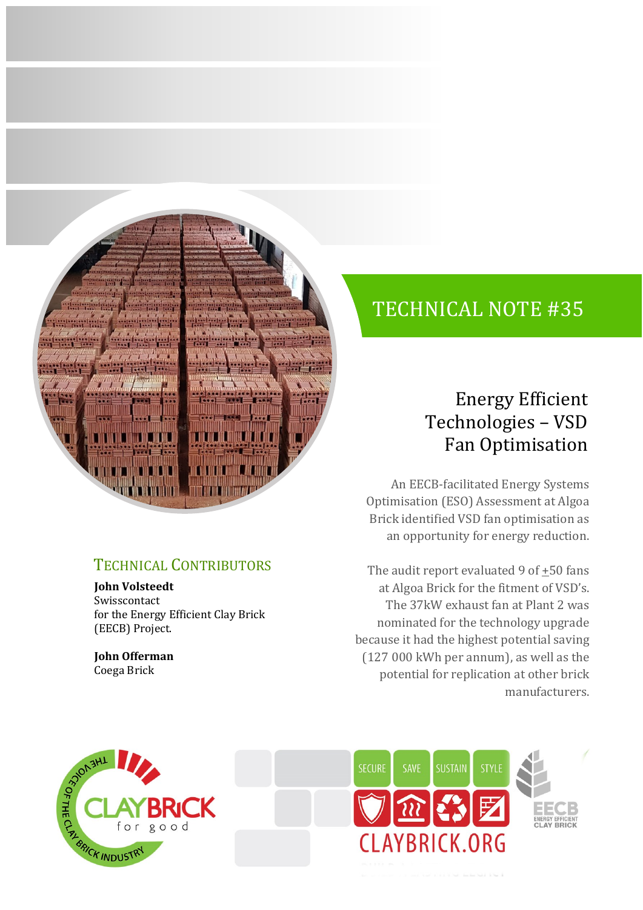# TECHNICAL NOTE #35

## Energy Efficient Technologies – VSD Fan Optimisation

An EECB-facilitated Energy Systems Optimisation (ESO) Assessment at Algoa Brick identified VSD fan optimisation as an opportunity for energy reduction.

The audit report evaluated 9 of ±50 fans at Algoa Brick for the fitment of VSD's. The 37kW exhaust fan at Plant 2 was nominated for the technology upgrade because it had the highest potential saving (127 000 kWh per annum), as well as the potential for replication at other brick manufacturers.

### TECHNICAL CONTRIBUTORS

**John Volsteedt**
Swisscontact
for the Energy Efficient Clay Brick (EECB) Project.

**John Offerman**
Coega Brick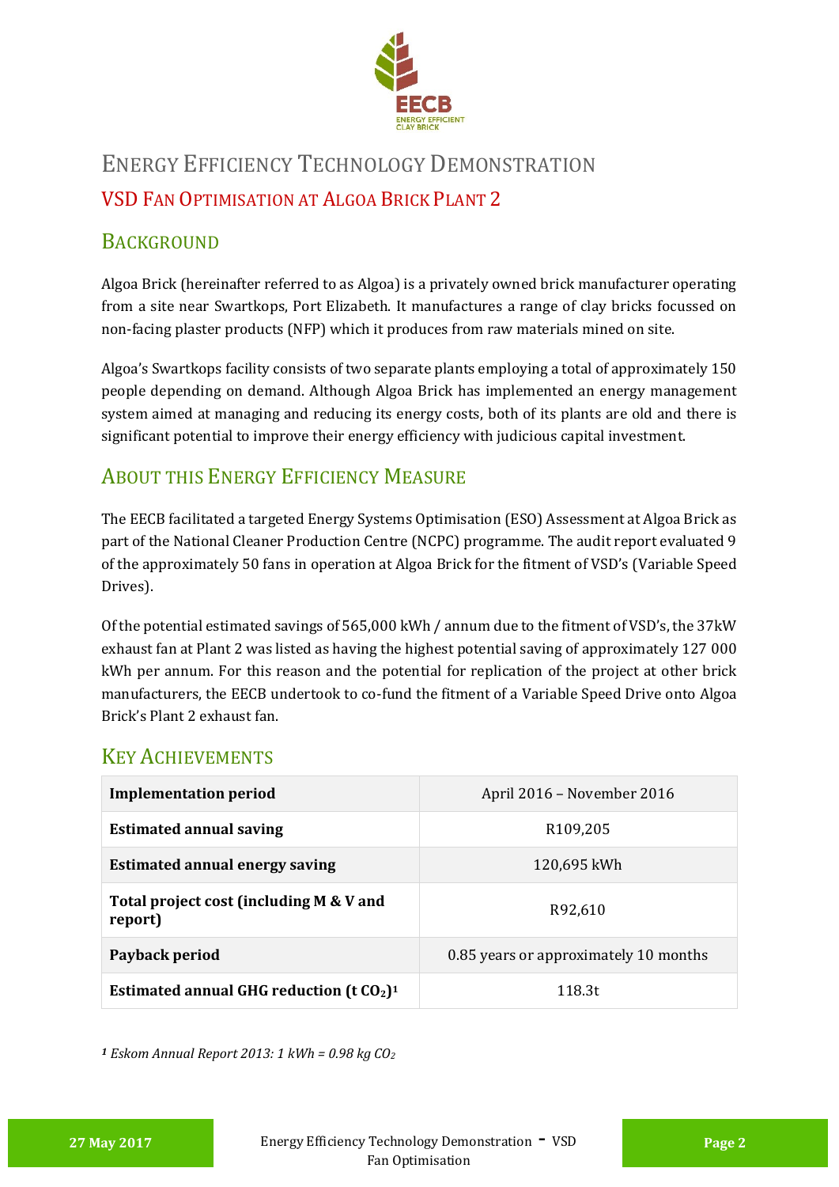# Energy Efficiency Technology Demonstration

## VSD Fan Optimisation at Algoa Brick Plant 2

## Background

Algoa Brick (hereinafter referred to as Algoa) is a privately owned brick manufacturer operating from a site near Swartkops, Port Elizabeth. It manufactures a range of clay bricks focussed on non-facing plaster products (NFP) which it produces from raw materials mined on site.

Algoa's Swartkops facility consists of two separate plants employing a total of approximately 150 people depending on demand. Although Algoa Brick has implemented an energy management system aimed at managing and reducing its energy costs, both of its plants are old and there is significant potential to improve their energy efficiency with judicious capital investment.

## About this Energy Efficiency Measure

The EECB facilitated a targeted Energy Systems Optimisation (ESO) Assessment at Algoa Brick as part of the National Cleaner Production Centre (NCPC) programme. The audit report evaluated 9 of the approximately 50 fans in operation at Algoa Brick for the fitment of VSD's (Variable Speed Drives).

Of the potential estimated savings of 565,000 kWh / annum due to the fitment of VSD's, the 37kW exhaust fan at Plant 2 was listed as having the highest potential saving of approximately 127 000 kWh per annum. For this reason and the potential for replication of the project at other brick manufacturers, the EECB undertook to co-fund the fitment of a Variable Speed Drive onto Algoa Brick's Plant 2 exhaust fan.

## Key Achievements

| | |
|---|---|
| **Implementation period** | April 2016 – November 2016 |
| **Estimated annual saving** | R109,205 |
| **Estimated annual energy saving** | 120,695 kWh |
| **Total project cost (including M & V and report)** | R92,610 |
| **Payback period** | 0.85 years or approximately 10 months |
| **Estimated annual GHG reduction (t $CO_2$)[1]** | 118.3t |

*[1] Eskom Annual Report 2013: 1 kWh = 0.98 kg $CO_2$*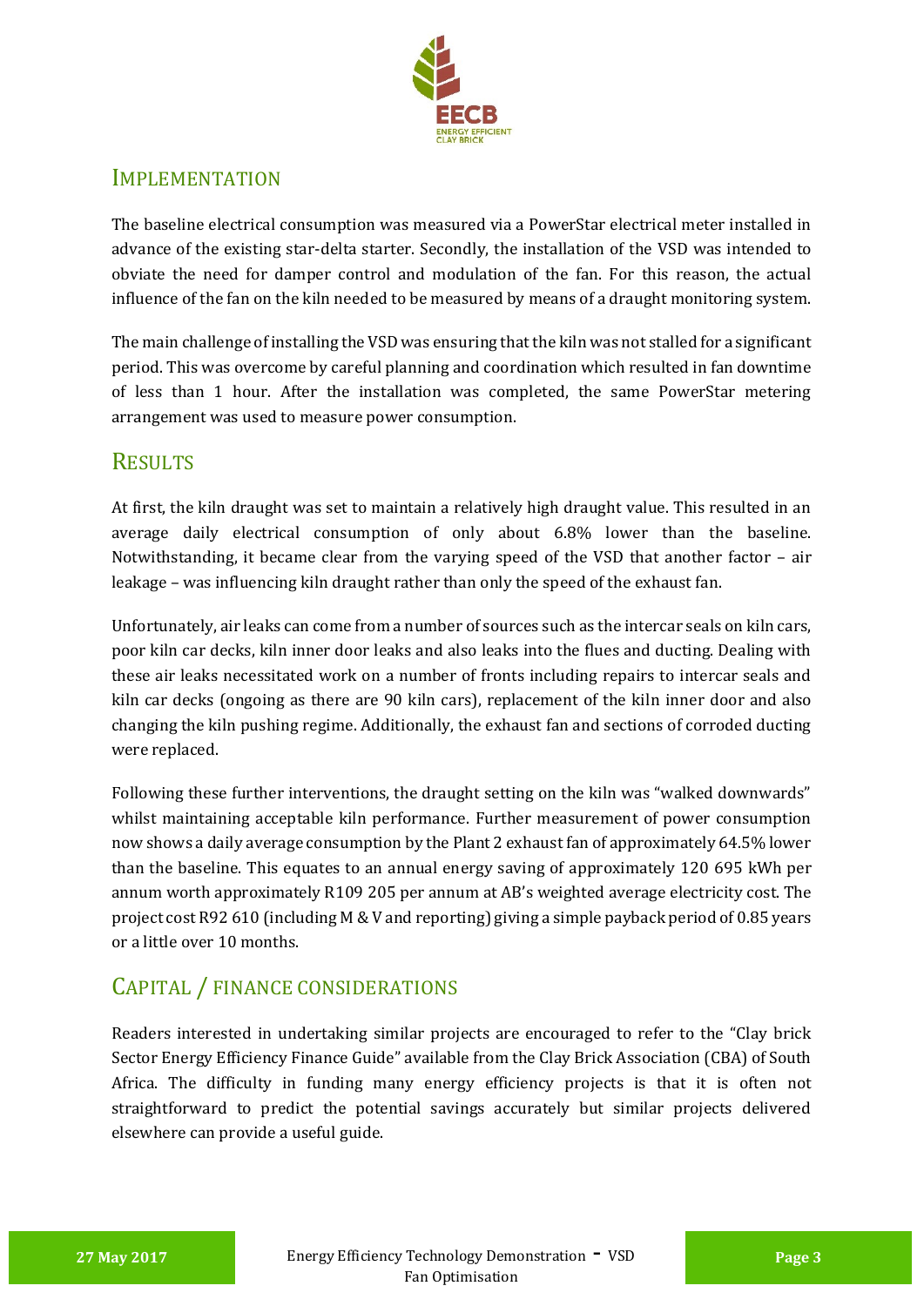## Implementation

The baseline electrical consumption was measured via a PowerStar electrical meter installed in advance of the existing star-delta starter. Secondly, the installation of the VSD was intended to obviate the need for damper control and modulation of the fan. For this reason, the actual influence of the fan on the kiln needed to be measured by means of a draught monitoring system.

The main challenge of installing the VSD was ensuring that the kiln was not stalled for a significant period. This was overcome by careful planning and coordination which resulted in fan downtime of less than 1 hour. After the installation was completed, the same PowerStar metering arrangement was used to measure power consumption.

## Results

At first, the kiln draught was set to maintain a relatively high draught value. This resulted in an average daily electrical consumption of only about 6.8% lower than the baseline. Notwithstanding, it became clear from the varying speed of the VSD that another factor – air leakage – was influencing kiln draught rather than only the speed of the exhaust fan.

Unfortunately, air leaks can come from a number of sources such as the intercar seals on kiln cars, poor kiln car decks, kiln inner door leaks and also leaks into the flues and ducting. Dealing with these air leaks necessitated work on a number of fronts including repairs to intercar seals and kiln car decks (ongoing as there are 90 kiln cars), replacement of the kiln inner door and also changing the kiln pushing regime. Additionally, the exhaust fan and sections of corroded ducting were replaced.

Following these further interventions, the draught setting on the kiln was "walked downwards" whilst maintaining acceptable kiln performance. Further measurement of power consumption now shows a daily average consumption by the Plant 2 exhaust fan of approximately 64.5% lower than the baseline. This equates to an annual energy saving of approximately 120 695 kWh per annum worth approximately R109 205 per annum at AB's weighted average electricity cost. The project cost R92 610 (including M & V and reporting) giving a simple payback period of 0.85 years or a little over 10 months.

## Capital / Finance Considerations

Readers interested in undertaking similar projects are encouraged to refer to the "Clay brick Sector Energy Efficiency Finance Guide" available from the Clay Brick Association (CBA) of South Africa. The difficulty in funding many energy efficiency projects is that it is often not straightforward to predict the potential savings accurately but similar projects delivered elsewhere can provide a useful guide.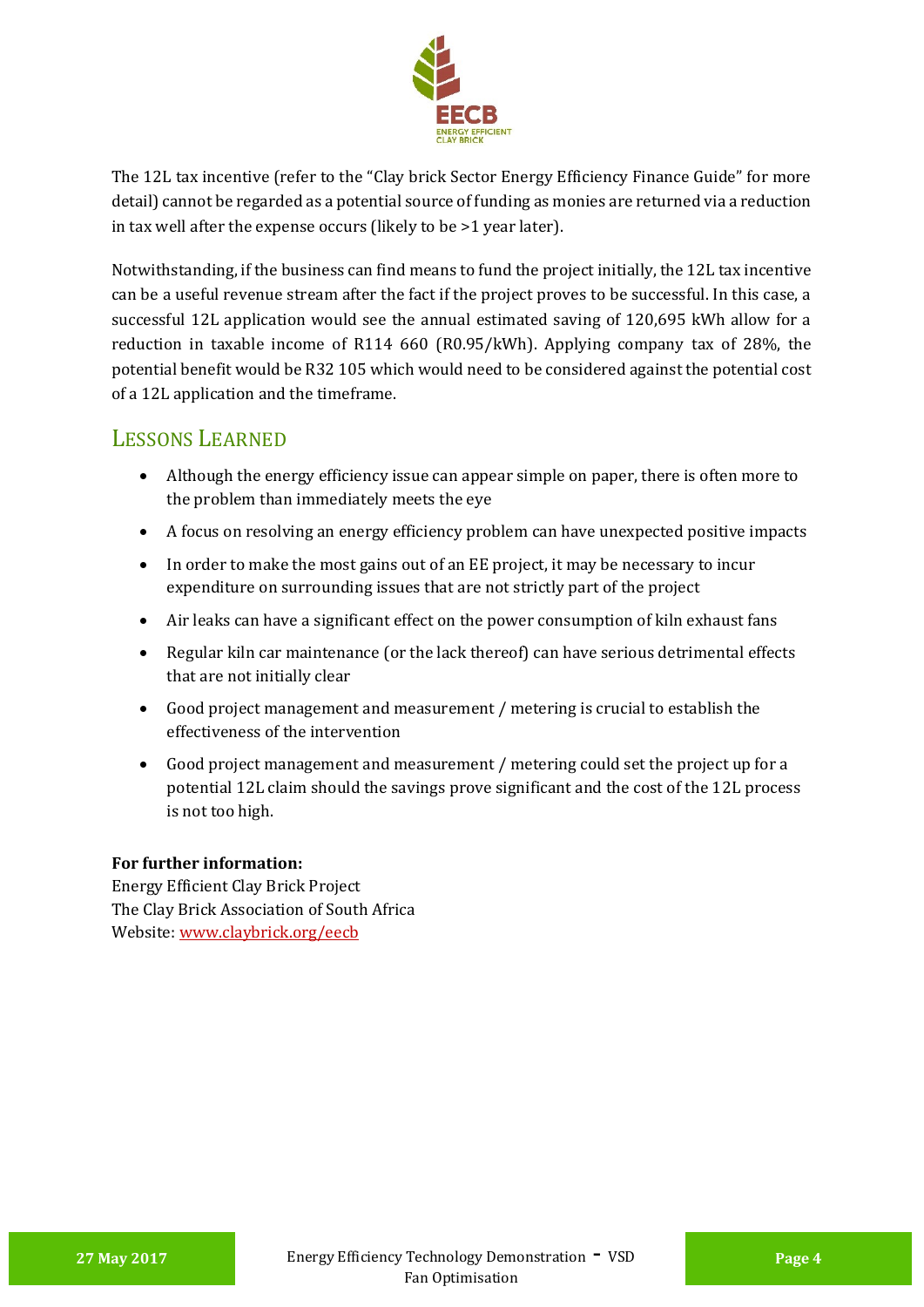The 12L tax incentive (refer to the "Clay brick Sector Energy Efficiency Finance Guide" for more detail) cannot be regarded as a potential source of funding as monies are returned via a reduction in tax well after the expense occurs (likely to be >1 year later).

Notwithstanding, if the business can find means to fund the project initially, the 12L tax incentive can be a useful revenue stream after the fact if the project proves to be successful. In this case, a successful 12L application would see the annual estimated saving of 120,695 kWh allow for a reduction in taxable income of R114 660 (R0.95/kWh). Applying company tax of 28%, the potential benefit would be R32 105 which would need to be considered against the potential cost of a 12L application and the timeframe.

## Lessons Learned

- Although the energy efficiency issue can appear simple on paper, there is often more to the problem than immediately meets the eye
- A focus on resolving an energy efficiency problem can have unexpected positive impacts
- In order to make the most gains out of an EE project, it may be necessary to incur expenditure on surrounding issues that are not strictly part of the project
- Air leaks can have a significant effect on the power consumption of kiln exhaust fans
- Regular kiln car maintenance (or the lack thereof) can have serious detrimental effects that are not initially clear
- Good project management and measurement / metering is crucial to establish the effectiveness of the intervention
- Good project management and measurement / metering could set the project up for a potential 12L claim should the savings prove significant and the cost of the 12L process is not too high.

**For further information:**
Energy Efficient Clay Brick Project
The Clay Brick Association of South Africa
Website: www.claybrick.org/eecb